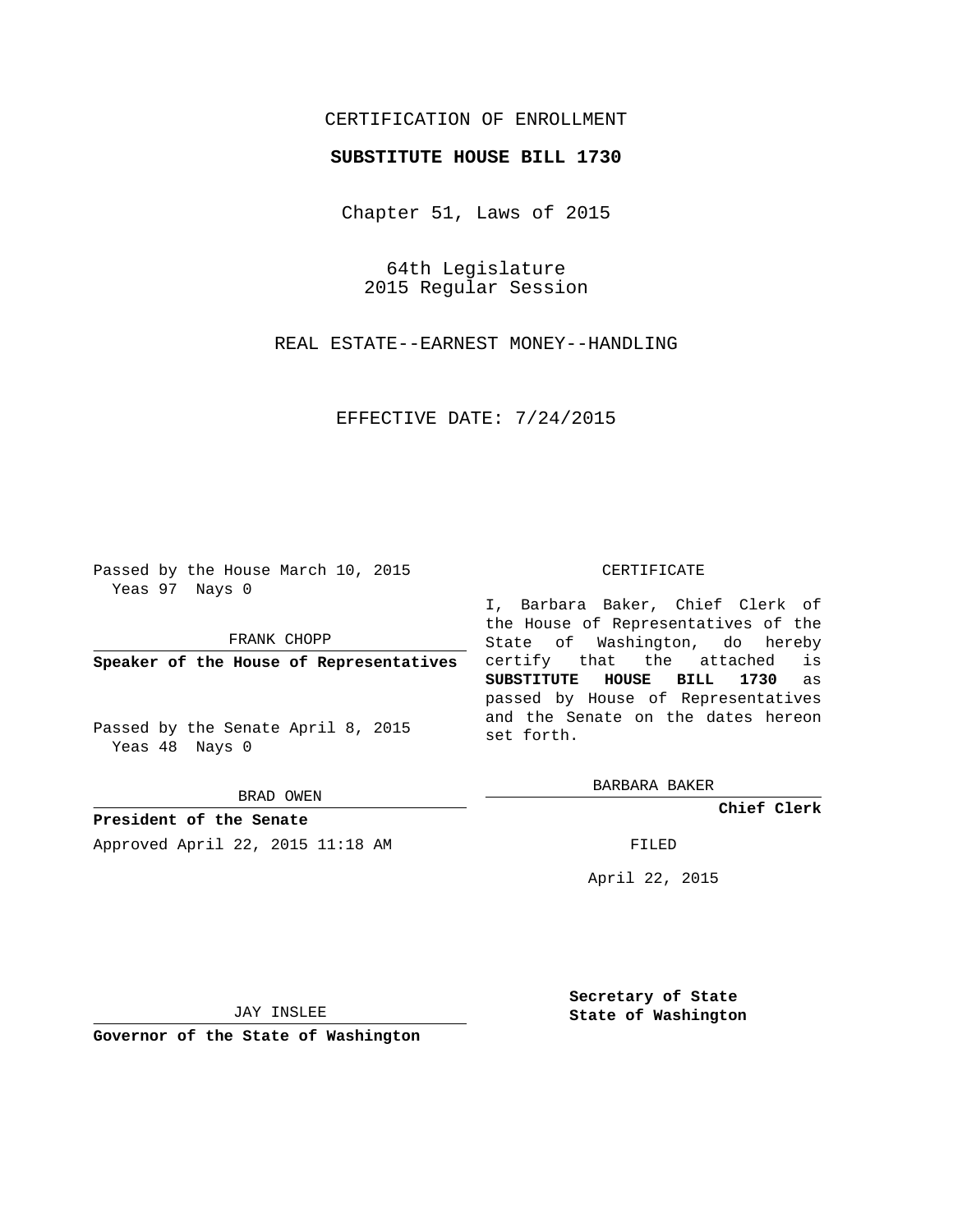CERTIFICATION OF ENROLLMENT

**SUBSTITUTE HOUSE BILL 1730**

Chapter 51, Laws of 2015

64th Legislature
2015 Regular Session

REAL ESTATE--EARNEST MONEY--HANDLING

EFFECTIVE DATE: 7/24/2015

Passed by the House March 10, 2015
Yeas 97 Nays 0

FRANK CHOPP

**Speaker of the House of Representatives**

Passed by the Senate April 8, 2015
Yeas 48 Nays 0

BRAD OWEN

**President of the Senate**

Approved April 22, 2015 11:18 AM

CERTIFICATE

I, Barbara Baker, Chief Clerk of the House of Representatives of the State of Washington, do hereby certify that the attached is **SUBSTITUTE HOUSE BILL 1730** as passed by House of Representatives and the Senate on the dates hereon set forth.

BARBARA BAKER

**Chief Clerk**

FILED

April 22, 2015

JAY INSLEE

**Governor of the State of Washington**

**Secretary of State**
**State of Washington**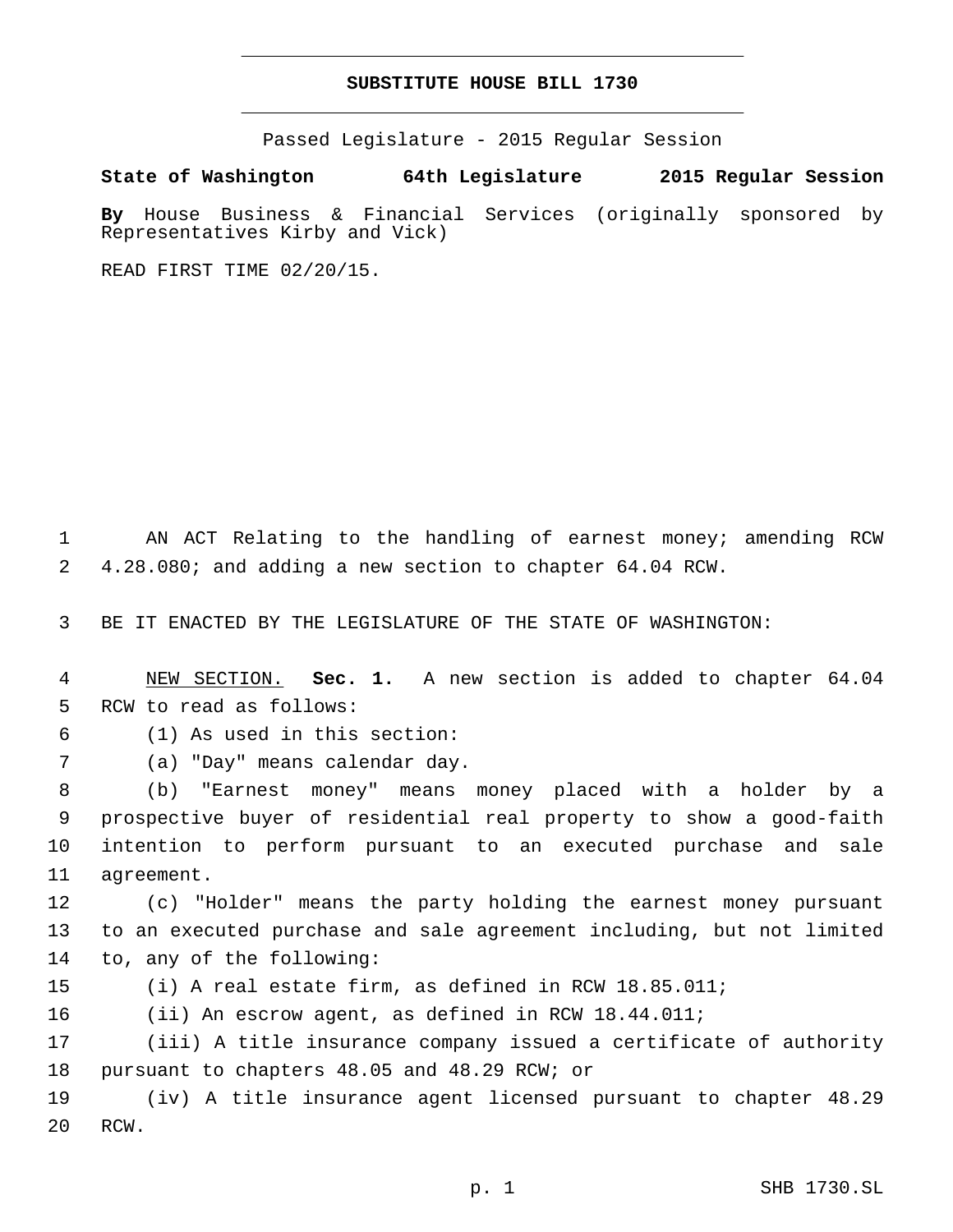# SUBSTITUTE HOUSE BILL 1730

Passed Legislature - 2015 Regular Session

**State of Washington 64th Legislature 2015 Regular Session**

**By** House Business & Financial Services (originally sponsored by Representatives Kirby and Vick)

READ FIRST TIME 02/20/15.

AN ACT Relating to the handling of earnest money; amending RCW 4.28.080; and adding a new section to chapter 64.04 RCW.

BE IT ENACTED BY THE LEGISLATURE OF THE STATE OF WASHINGTON:

NEW SECTION. **Sec. 1.** A new section is added to chapter 64.04 RCW to read as follows:

(1) As used in this section:

(a) "Day" means calendar day.

(b) "Earnest money" means money placed with a holder by a prospective buyer of residential real property to show a good-faith intention to perform pursuant to an executed purchase and sale agreement.

(c) "Holder" means the party holding the earnest money pursuant to an executed purchase and sale agreement including, but not limited to, any of the following:

(i) A real estate firm, as defined in RCW 18.85.011;

(ii) An escrow agent, as defined in RCW 18.44.011;

(iii) A title insurance company issued a certificate of authority pursuant to chapters 48.05 and 48.29 RCW; or

(iv) A title insurance agent licensed pursuant to chapter 48.29 RCW.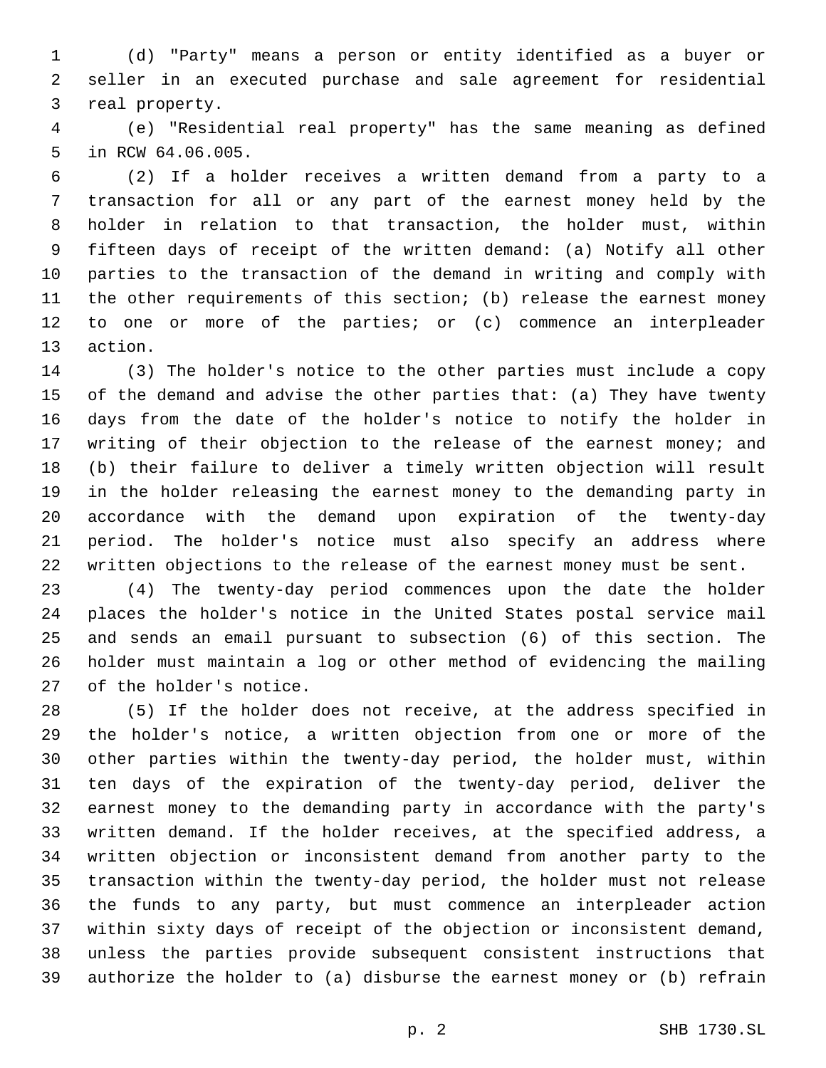(d) "Party" means a person or entity identified as a buyer or seller in an executed purchase and sale agreement for residential real property.

(e) "Residential real property" has the same meaning as defined in RCW 64.06.005.

(2) If a holder receives a written demand from a party to a transaction for all or any part of the earnest money held by the holder in relation to that transaction, the holder must, within fifteen days of receipt of the written demand: (a) Notify all other parties to the transaction of the demand in writing and comply with the other requirements of this section; (b) release the earnest money to one or more of the parties; or (c) commence an interpleader action.

(3) The holder's notice to the other parties must include a copy of the demand and advise the other parties that: (a) They have twenty days from the date of the holder's notice to notify the holder in writing of their objection to the release of the earnest money; and (b) their failure to deliver a timely written objection will result in the holder releasing the earnest money to the demanding party in accordance with the demand upon expiration of the twenty-day period. The holder's notice must also specify an address where written objections to the release of the earnest money must be sent.

(4) The twenty-day period commences upon the date the holder places the holder's notice in the United States postal service mail and sends an email pursuant to subsection (6) of this section. The holder must maintain a log or other method of evidencing the mailing of the holder's notice.

(5) If the holder does not receive, at the address specified in the holder's notice, a written objection from one or more of the other parties within the twenty-day period, the holder must, within ten days of the expiration of the twenty-day period, deliver the earnest money to the demanding party in accordance with the party's written demand. If the holder receives, at the specified address, a written objection or inconsistent demand from another party to the transaction within the twenty-day period, the holder must not release the funds to any party, but must commence an interpleader action within sixty days of receipt of the objection or inconsistent demand, unless the parties provide subsequent consistent instructions that authorize the holder to (a) disburse the earnest money or (b) refrain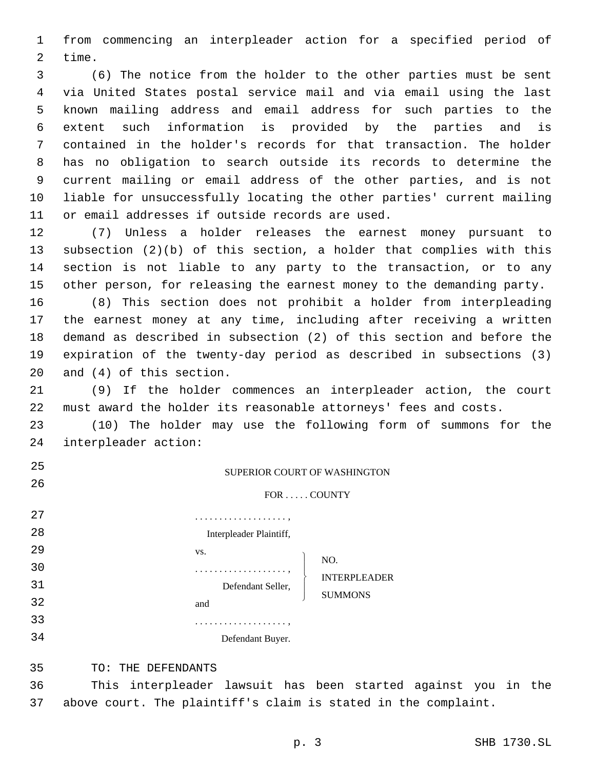from commencing an interpleader action for a specified period of time.

(6) The notice from the holder to the other parties must be sent via United States postal service mail and via email using the last known mailing address and email address for such parties to the extent such information is provided by the parties and is contained in the holder's records for that transaction. The holder has no obligation to search outside its records to determine the current mailing or email address of the other parties, and is not liable for unsuccessfully locating the other parties' current mailing or email addresses if outside records are used.

(7) Unless a holder releases the earnest money pursuant to subsection (2)(b) of this section, a holder that complies with this section is not liable to any party to the transaction, or to any other person, for releasing the earnest money to the demanding party.

(8) This section does not prohibit a holder from interpleading the earnest money at any time, including after receiving a written demand as described in subsection (2) of this section and before the expiration of the twenty-day period as described in subsections (3) and (4) of this section.

(9) If the holder commences an interpleader action, the court must award the holder its reasonable attorneys' fees and costs.

(10) The holder may use the following form of summons for the interpleader action:

SUPERIOR COURT OF WASHINGTON

FOR . . . . . COUNTY

. . . . . . . . . . . . . . . . . . . ,
Interpleader Plaintiff,
vs.
. . . . . . . . . . . . . . . . . . . ,
Defendant Seller,
and
. . . . . . . . . . . . . . . . . . . ,
Defendant Buyer.

NO.
INTERPLEADER
SUMMONS

TO: THE DEFENDANTS

This interpleader lawsuit has been started against you in the above court. The plaintiff's claim is stated in the complaint.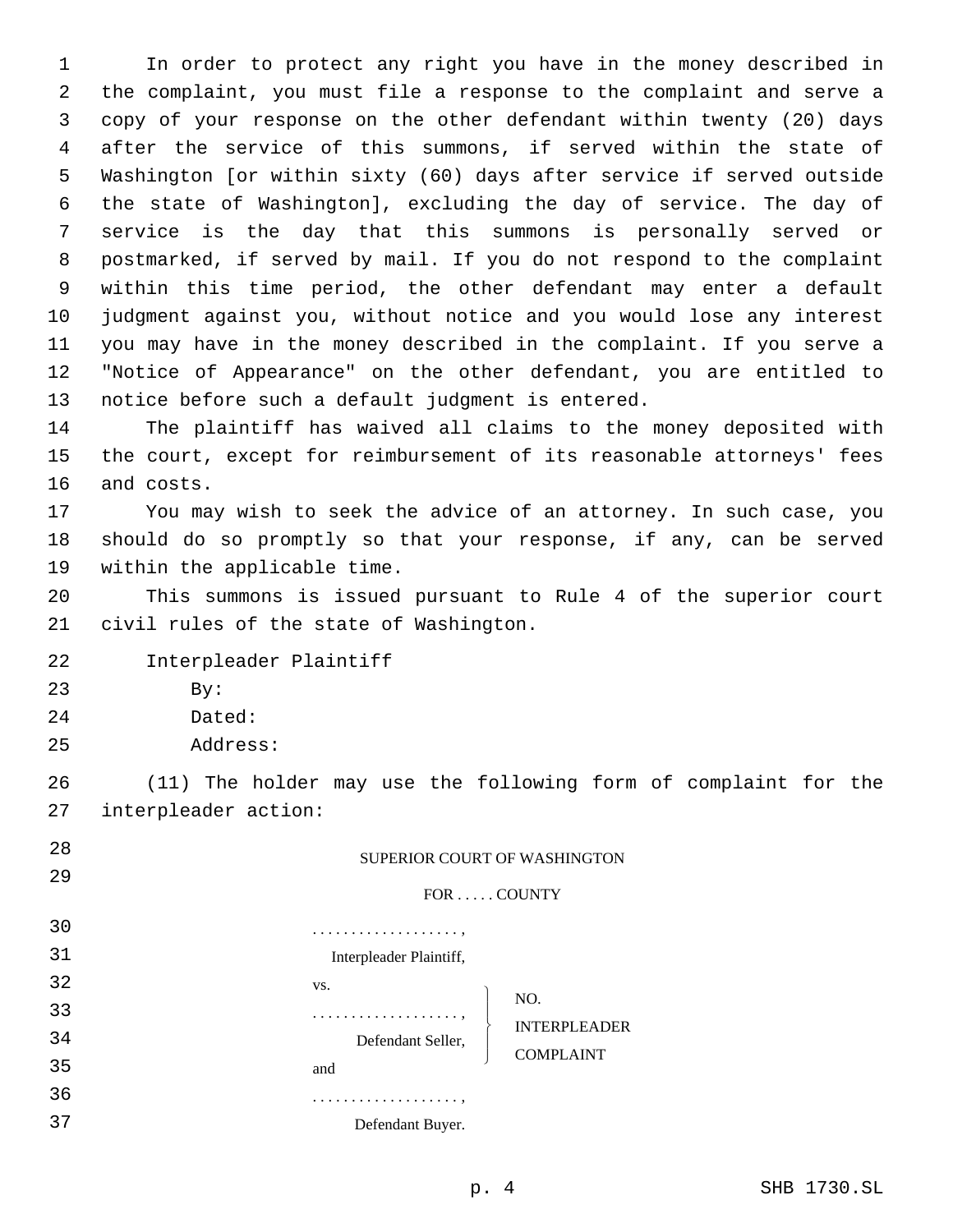In order to protect any right you have in the money described in the complaint, you must file a response to the complaint and serve a copy of your response on the other defendant within twenty (20) days after the service of this summons, if served within the state of Washington [or within sixty (60) days after service if served outside the state of Washington], excluding the day of service. The day of service is the day that this summons is personally served or postmarked, if served by mail. If you do not respond to the complaint within this time period, the other defendant may enter a default judgment against you, without notice and you would lose any interest you may have in the money described in the complaint. If you serve a "Notice of Appearance" on the other defendant, you are entitled to notice before such a default judgment is entered.

The plaintiff has waived all claims to the money deposited with the court, except for reimbursement of its reasonable attorneys' fees and costs.

You may wish to seek the advice of an attorney. In such case, you should do so promptly so that your response, if any, can be served within the applicable time.

This summons is issued pursuant to Rule 4 of the superior court civil rules of the state of Washington.

Interpleader Plaintiff

By:

Dated:

Address:

(11) The holder may use the following form of complaint for the interpleader action:

SUPERIOR COURT OF WASHINGTON

FOR . . . . . COUNTY

. . . . . . . . . . . . . . . . . . . ,
Interpleader Plaintiff,

vs.

. . . . . . . . . . . . . . . . . . . ,
Defendant Seller,

and

. . . . . . . . . . . . . . . . . . . ,
Defendant Buyer.

NO.

INTERPLEADER COMPLAINT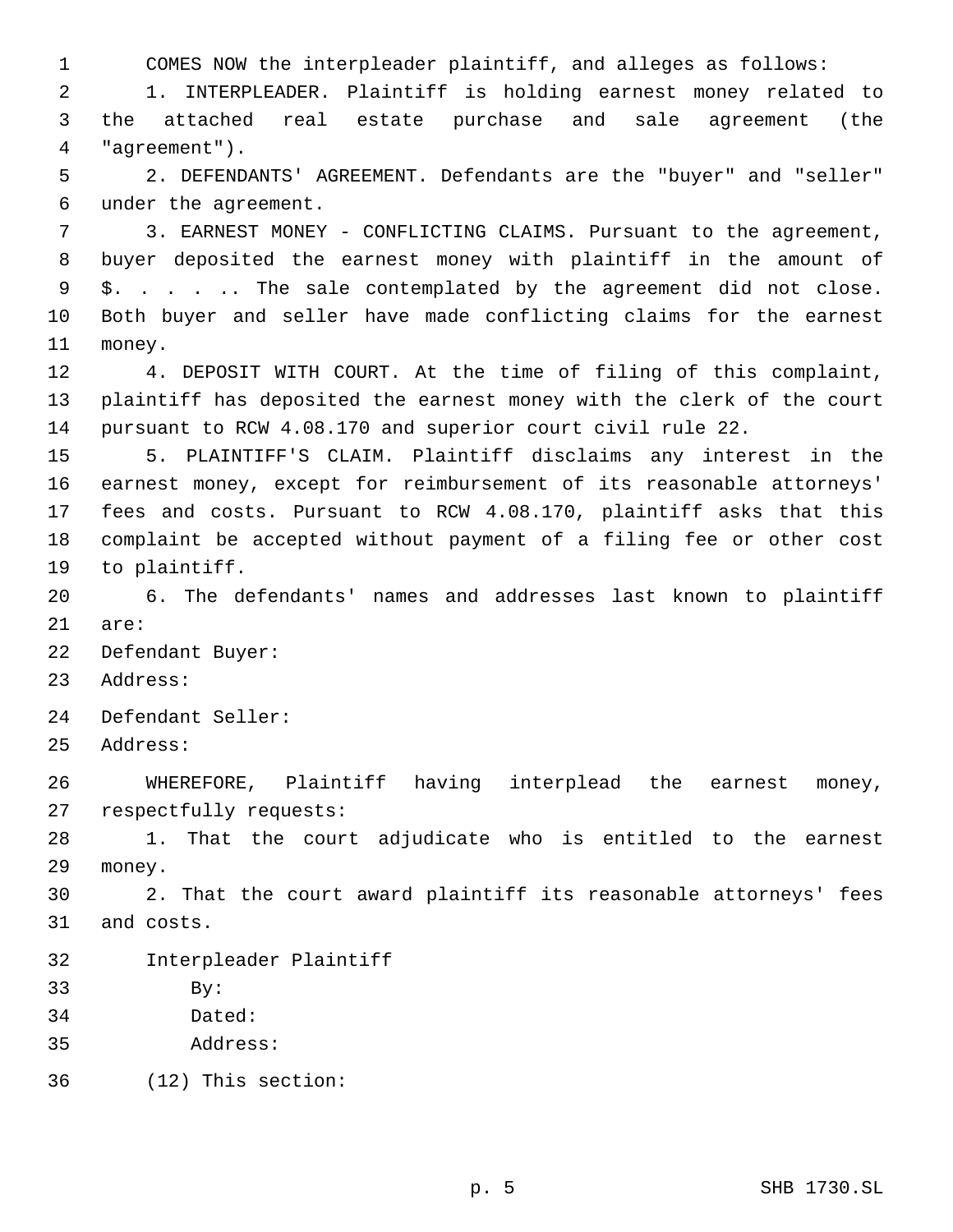COMES NOW the interpleader plaintiff, and alleges as follows:

1. INTERPLEADER. Plaintiff is holding earnest money related to the attached real estate purchase and sale agreement (the "agreement").

2. DEFENDANTS' AGREEMENT. Defendants are the "buyer" and "seller" under the agreement.

3. EARNEST MONEY - CONFLICTING CLAIMS. Pursuant to the agreement, buyer deposited the earnest money with plaintiff in the amount of $. . . . .. The sale contemplated by the agreement did not close. Both buyer and seller have made conflicting claims for the earnest money.

4. DEPOSIT WITH COURT. At the time of filing of this complaint, plaintiff has deposited the earnest money with the clerk of the court pursuant to RCW 4.08.170 and superior court civil rule 22.

5. PLAINTIFF'S CLAIM. Plaintiff disclaims any interest in the earnest money, except for reimbursement of its reasonable attorneys' fees and costs. Pursuant to RCW 4.08.170, plaintiff asks that this complaint be accepted without payment of a filing fee or other cost to plaintiff.

6. The defendants' names and addresses last known to plaintiff are:

Defendant Buyer:

Address:

Defendant Seller:

Address:

WHEREFORE, Plaintiff having interplead the earnest money, respectfully requests:

1. That the court adjudicate who is entitled to the earnest money.

2. That the court award plaintiff its reasonable attorneys' fees and costs.

Interpleader Plaintiff

By:

Dated:

Address:

(12) This section: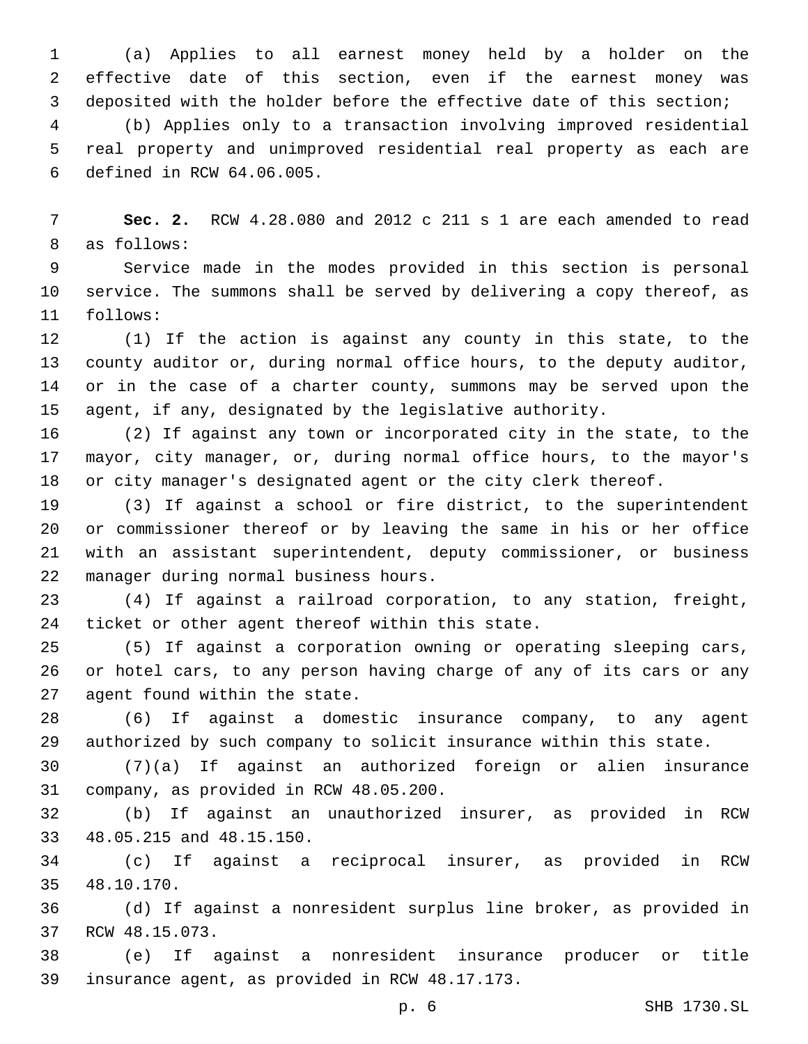(a) Applies to all earnest money held by a holder on the effective date of this section, even if the earnest money was deposited with the holder before the effective date of this section;

(b) Applies only to a transaction involving improved residential real property and unimproved residential real property as each are defined in RCW 64.06.005.

**Sec. 2.** RCW 4.28.080 and 2012 c 211 s 1 are each amended to read as follows:

Service made in the modes provided in this section is personal service. The summons shall be served by delivering a copy thereof, as follows:

(1) If the action is against any county in this state, to the county auditor or, during normal office hours, to the deputy auditor, or in the case of a charter county, summons may be served upon the agent, if any, designated by the legislative authority.

(2) If against any town or incorporated city in the state, to the mayor, city manager, or, during normal office hours, to the mayor's or city manager's designated agent or the city clerk thereof.

(3) If against a school or fire district, to the superintendent or commissioner thereof or by leaving the same in his or her office with an assistant superintendent, deputy commissioner, or business manager during normal business hours.

(4) If against a railroad corporation, to any station, freight, ticket or other agent thereof within this state.

(5) If against a corporation owning or operating sleeping cars, or hotel cars, to any person having charge of any of its cars or any agent found within the state.

(6) If against a domestic insurance company, to any agent authorized by such company to solicit insurance within this state.

(7)(a) If against an authorized foreign or alien insurance company, as provided in RCW 48.05.200.

(b) If against an unauthorized insurer, as provided in RCW 48.05.215 and 48.15.150.

(c) If against a reciprocal insurer, as provided in RCW 48.10.170.

(d) If against a nonresident surplus line broker, as provided in RCW 48.15.073.

(e) If against a nonresident insurance producer or title insurance agent, as provided in RCW 48.17.173.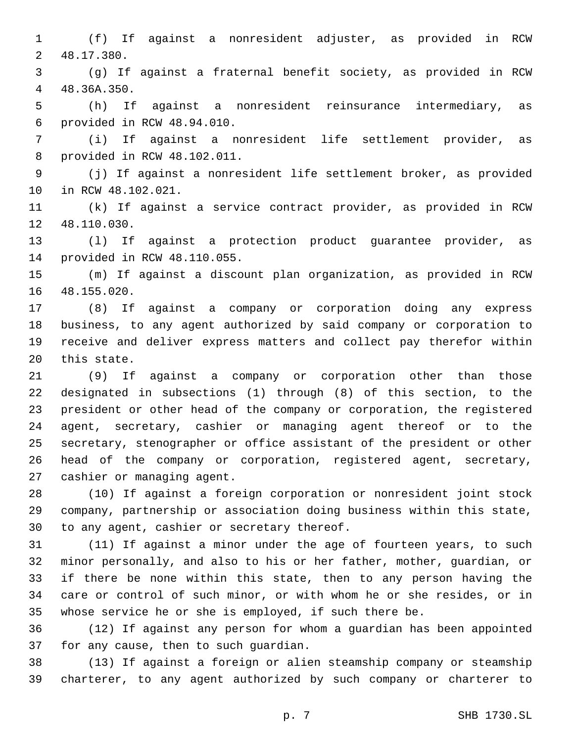(f) If against a nonresident adjuster, as provided in RCW 48.17.380.

(g) If against a fraternal benefit society, as provided in RCW 48.36A.350.

(h) If against a nonresident reinsurance intermediary, as provided in RCW 48.94.010.

(i) If against a nonresident life settlement provider, as provided in RCW 48.102.011.

(j) If against a nonresident life settlement broker, as provided in RCW 48.102.021.

(k) If against a service contract provider, as provided in RCW 48.110.030.

(l) If against a protection product guarantee provider, as provided in RCW 48.110.055.

(m) If against a discount plan organization, as provided in RCW 48.155.020.

(8) If against a company or corporation doing any express business, to any agent authorized by said company or corporation to receive and deliver express matters and collect pay therefor within this state.

(9) If against a company or corporation other than those designated in subsections (1) through (8) of this section, to the president or other head of the company or corporation, the registered agent, secretary, cashier or managing agent thereof or to the secretary, stenographer or office assistant of the president or other head of the company or corporation, registered agent, secretary, cashier or managing agent.

(10) If against a foreign corporation or nonresident joint stock company, partnership or association doing business within this state, to any agent, cashier or secretary thereof.

(11) If against a minor under the age of fourteen years, to such minor personally, and also to his or her father, mother, guardian, or if there be none within this state, then to any person having the care or control of such minor, or with whom he or she resides, or in whose service he or she is employed, if such there be.

(12) If against any person for whom a guardian has been appointed for any cause, then to such guardian.

(13) If against a foreign or alien steamship company or steamship charterer, to any agent authorized by such company or charterer to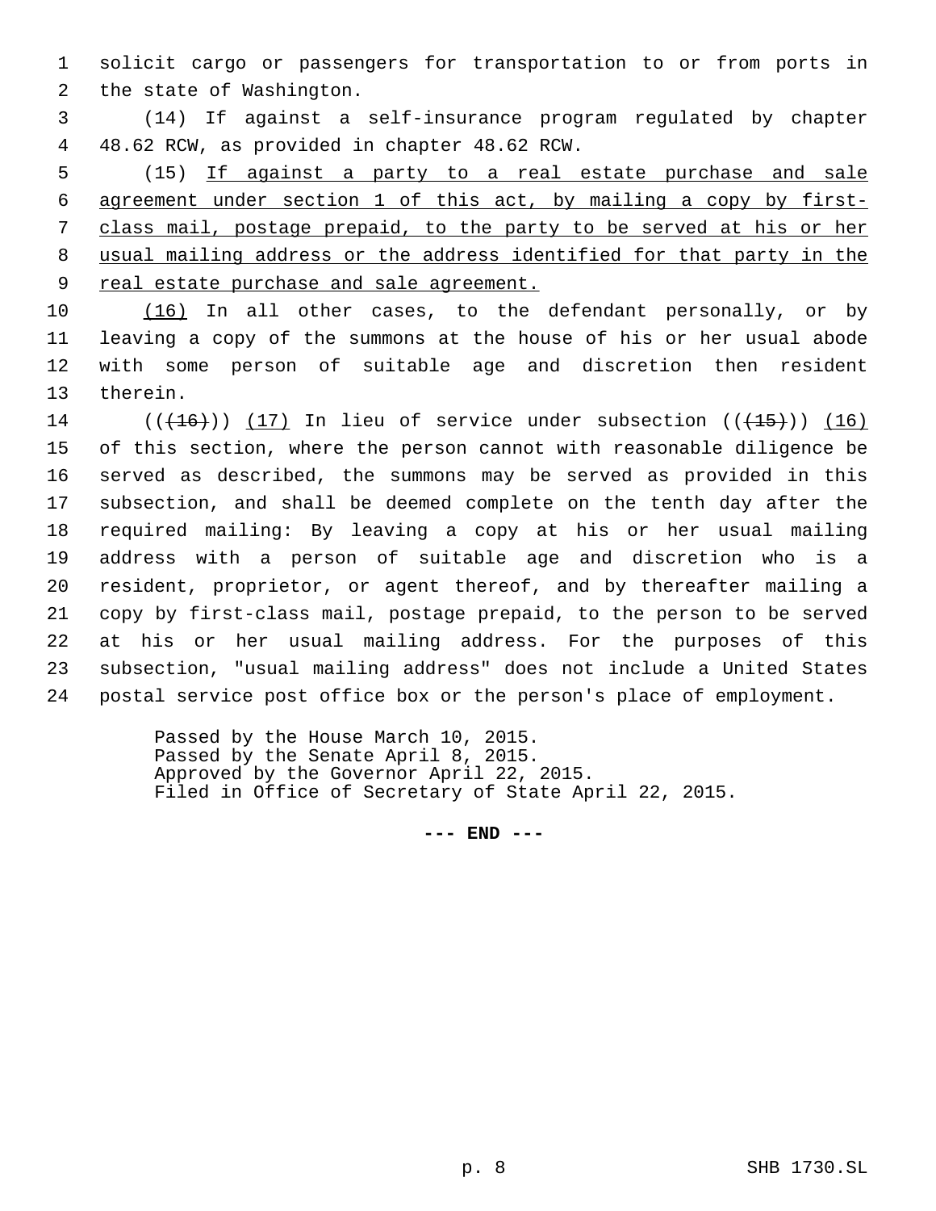solicit cargo or passengers for transportation to or from ports in the state of Washington.

(14) If against a self-insurance program regulated by chapter 48.62 RCW, as provided in chapter 48.62 RCW.

(15) <u>If against a party to a real estate purchase and sale agreement under section 1 of this act, by mailing a copy by first-class mail, postage prepaid, to the party to be served at his or her usual mailing address or the address identified for that party in the real estate purchase and sale agreement.</u>

<u>(16)</u> In all other cases, to the defendant personally, or by leaving a copy of the summons at the house of his or her usual abode with some person of suitable age and discretion then resident therein.

((~~(16)~~)) <u>(17)</u> In lieu of service under subsection ((~~(15)~~)) <u>(16)</u> of this section, where the person cannot with reasonable diligence be served as described, the summons may be served as provided in this subsection, and shall be deemed complete on the tenth day after the required mailing: By leaving a copy at his or her usual mailing address with a person of suitable age and discretion who is a resident, proprietor, or agent thereof, and by thereafter mailing a copy by first-class mail, postage prepaid, to the person to be served at his or her usual mailing address. For the purposes of this subsection, "usual mailing address" does not include a United States postal service post office box or the person's place of employment.

Passed by the House March 10, 2015.
Passed by the Senate April 8, 2015.
Approved by the Governor April 22, 2015.
Filed in Office of Secretary of State April 22, 2015.

**--- END ---**